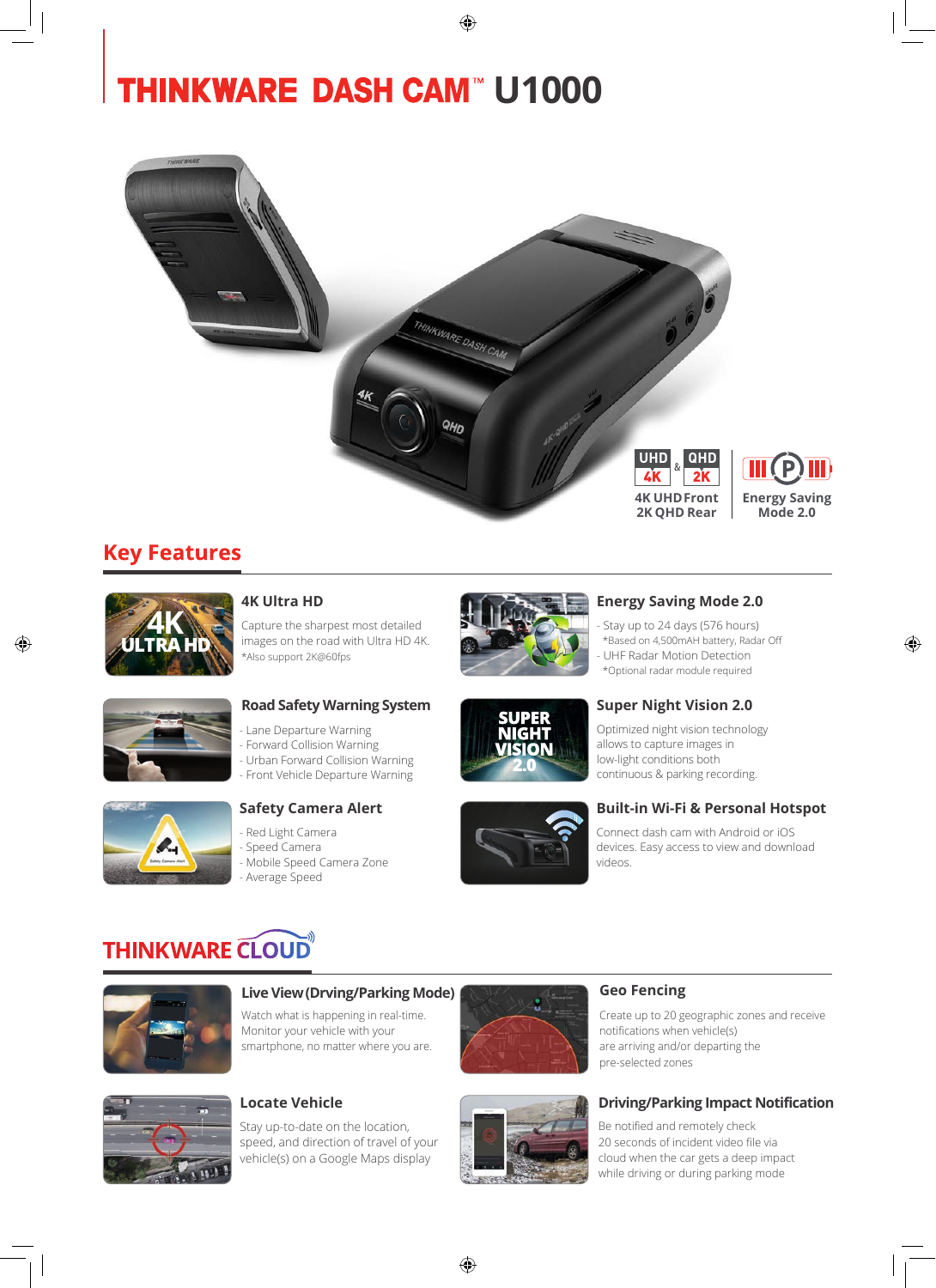# THINKWARE DASH CAM™ U1000

**4K UHD Front**
**2K QHD Rear**

**Energy Saving Mode 2.0**

## Key Features

### 4K Ultra HD

Capture the sharpest most detailed images on the road with Ultra HD 4K.
*Also support 2K@60fps

### Energy Saving Mode 2.0

- Stay up to 24 days (576 hours)
  *Based on 4,500mAH battery, Radar Off
- UHF Radar Motion Detection
  *Optional radar module required

### Road Safety Warning System

- Lane Departure Warning
- Forward Collision Warning
- Urban Forward Collision Warning
- Front Vehicle Departure Warning

### Super Night Vision 2.0

Optimized night vision technology allows to capture images in low-light conditions both continuous & parking recording.

### Safety Camera Alert

- Red Light Camera
- Speed Camera
- Mobile Speed Camera Zone
- Average Speed

### Built-in Wi-Fi & Personal Hotspot

Connect dash cam with Android or iOS devices. Easy access to view and download videos.

## THINKWARE CLOUD

### Live View (Drving/Parking Mode)

Watch what is happening in real-time. Monitor your vehicle with your smartphone, no matter where you are.

### Geo Fencing

Create up to 20 geographic zones and receive notifications when vehicle(s) are arriving and/or departing the pre-selected zones

### Locate Vehicle

Stay up-to-date on the location, speed, and direction of travel of your vehicle(s) on a Google Maps display

### Driving/Parking Impact Notification

Be notified and remotely check 20 seconds of incident video file via cloud when the car gets a deep impact while driving or during parking mode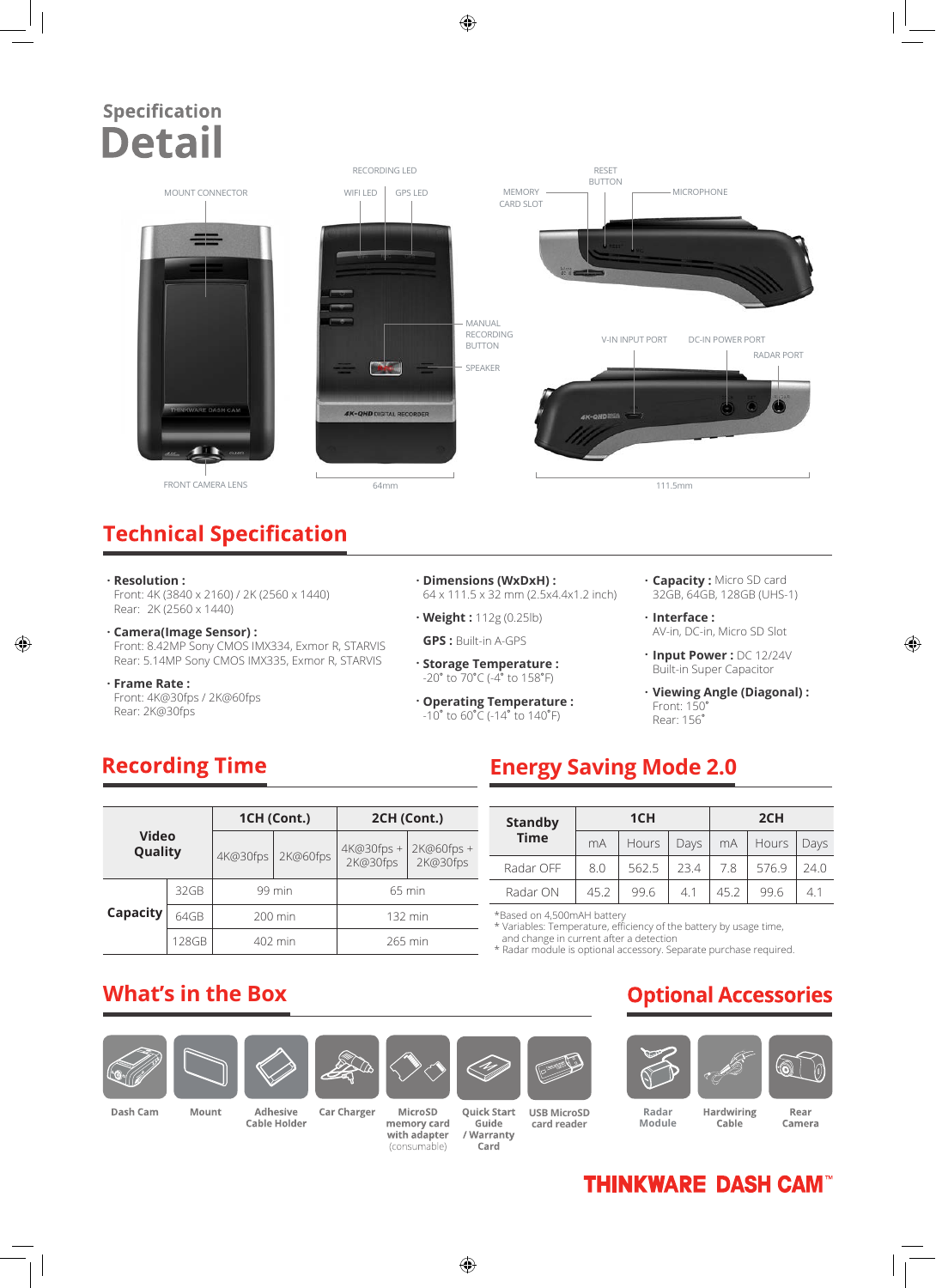## Specification

# Detail

RECORDING LED

MOUNT CONNECTOR

WIFI LED

GPS LED

MEMORY CARD SLOT

RESET BUTTON

MICROPHONE

MANUAL RECORDING BUTTON

SPEAKER

V-IN INPUT PORT

DC-IN POWER PORT

RADAR PORT

FRONT CAMERA LENS

64mm

111.5mm

## Technical Specification

- **Resolution :**
  Front: 4K (3840 x 2160) / 2K (2560 x 1440)
  Rear: 2K (2560 x 1440)
- **Camera(Image Sensor) :**
  Front: 8.42MP Sony CMOS IMX334, Exmor R, STARVIS
  Rear: 5.14MP Sony CMOS IMX335, Exmor R, STARVIS
- **Frame Rate :**
  Front: 4K@30fps / 2K@60fps
  Rear: 2K@30fps
- **Dimensions (WxDxH) :**
  64 x 111.5 x 32 mm (2.5x4.4x1.2 inch)
- **Weight :** 112g (0.25lb)
  **GPS :** Built-in A-GPS
- **Storage Temperature :**
  -20˚ to 70˚C (-4˚ to 158˚F)
- **Operating Temperature :**
  -10˚ to 60˚C (-14˚ to 140˚F)
- **Capacity :** Micro SD card
  32GB, 64GB, 128GB (UHS-1)
- **Interface :**
  AV-in, DC-in, Micro SD Slot
- **Input Power :** DC 12/24V
  Built-in Super Capacitor
- **Viewing Angle (Diagonal) :**
  Front: 150˚
  Rear: 156˚

## Recording Time

| Video Quality | | 1CH (Cont.) | | 2CH (Cont.) | |
|---|---|---|---|---|---|
| | | 4K@30fps | 2K@60fps | 4K@30fps + 2K@30fps | 2K@60fps + 2K@30fps |
| Capacity | 32GB | 99 min | | 65 min | |
| | 64GB | 200 min | | 132 min | |
| | 128GB | 402 min | | 265 min | |

## Energy Saving Mode 2.0

| Standby Time | 1CH | | | 2CH | | |
|---|---|---|---|---|---|---|
| | mA | Hours | Days | mA | Hours | Days |
| Radar OFF | 8.0 | 562.5 | 23.4 | 7.8 | 576.9 | 24.0 |
| Radar ON | 45.2 | 99.6 | 4.1 | 45.2 | 99.6 | 4.1 |

*Based on 4,500mAH battery
* Variables: Temperature, efficiency of the battery by usage time, and change in current after a detection
* Radar module is optional accessory. Separate purchase required.

## What's in the Box

- Dash Cam
- Mount
- Adhesive Cable Holder
- Car Charger
- MicroSD memory card with adapter (consumable)
- Quick Start Guide / Warranty Card
- USB MicroSD card reader

## Optional Accessories

- Radar Module
- Hardwiring Cable
- Rear Camera

THINKWARE DASH CAM™